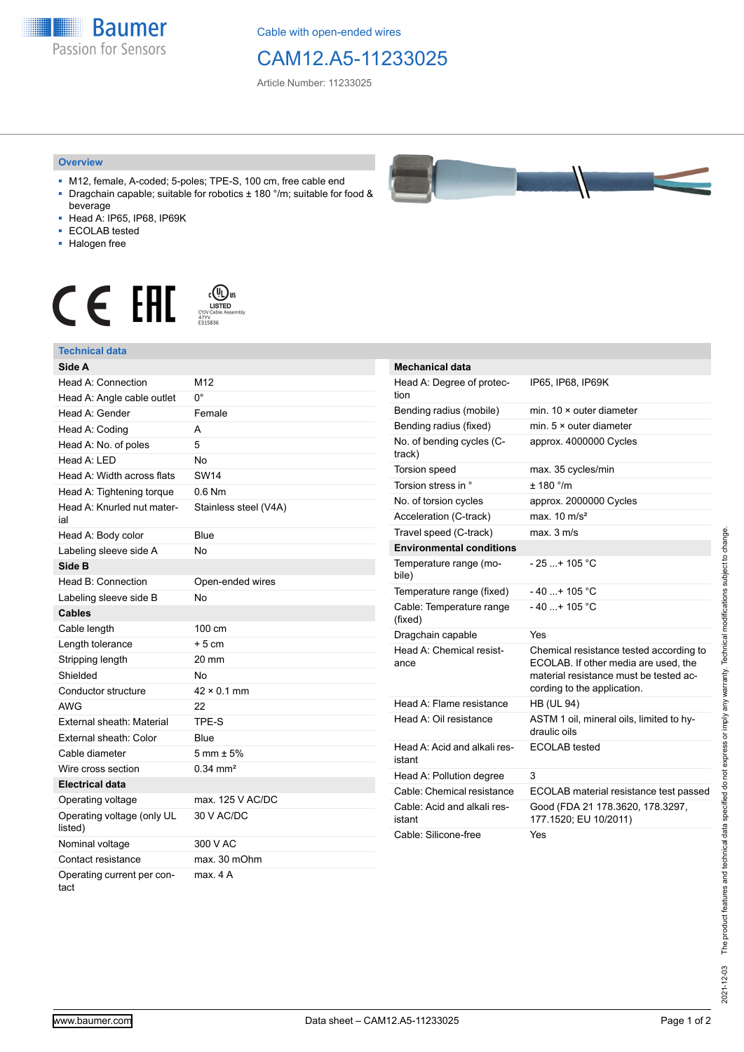Cable with open-ended wires

# CAM12.A5-11233025

Article Number: 11233025

## Overview

- M12, female, A-coded; 5-poles; TPE-S, 100 cm, free cable end
- Dragchain capable; suitable for robotics ± 180 °/m; suitable for food & beverage
- Head A: IP65, IP68, IP69K
- ECOLAB tested
- Halogen free

## Technical data

| Side A | |
|---|---|
| Head A: Connection | M12 |
| Head A: Angle cable outlet | 0° |
| Head A: Gender | Female |
| Head A: Coding | A |
| Head A: No. of poles | 5 |
| Head A: LED | No |
| Head A: Width across flats | SW14 |
| Head A: Tightening torque | 0.6 Nm |
| Head A: Knurled nut material | Stainless steel (V4A) |
| Head A: Body color | Blue |
| Labeling sleeve side A | No |
| **Side B** | |
| Head B: Connection | Open-ended wires |
| Labeling sleeve side B | No |
| **Cables** | |
| Cable length | 100 cm |
| Length tolerance | + 5 cm |
| Stripping length | 20 mm |
| Shielded | No |
| Conductor structure | 42 × 0.1 mm |
| AWG | 22 |
| External sheath: Material | TPE-S |
| External sheath: Color | Blue |
| Cable diameter | 5 mm ± 5% |
| Wire cross section | 0.34 mm² |
| **Electrical data** | |
| Operating voltage | max. 125 V AC/DC |
| Operating voltage (only UL listed) | 30 V AC/DC |
| Nominal voltage | 300 V AC |
| Contact resistance | max. 30 mOhm |
| Operating current per contact | max. 4 A |

| Mechanical data | |
|---|---|
| Head A: Degree of protection | IP65, IP68, IP69K |
| Bending radius (mobile) | min. 10 × outer diameter |
| Bending radius (fixed) | min. 5 × outer diameter |
| No. of bending cycles (C-track) | approx. 4000000 Cycles |
| Torsion speed | max. 35 cycles/min |
| Torsion stress in ° | ± 180 °/m |
| No. of torsion cycles | approx. 2000000 Cycles |
| Acceleration (C-track) | max. 10 m/s² |
| Travel speed (C-track) | max. 3 m/s |
| **Environmental conditions** | |
| Temperature range (mobile) | - 25 ...+ 105 °C |
| Temperature range (fixed) | - 40 ...+ 105 °C |
| Cable: Temperature range (fixed) | - 40 ...+ 105 °C |
| Dragchain capable | Yes |
| Head A: Chemical resistance | Chemical resistance tested according to ECOLAB. If other media are used, the material resistance must be tested according to the application. |
| Head A: Flame resistance | HB (UL 94) |
| Head A: Oil resistance | ASTM 1 oil, mineral oils, limited to hydraulic oils |
| Head A: Acid and alkali resistant | ECOLAB tested |
| Head A: Pollution degree | 3 |
| Cable: Chemical resistance | ECOLAB material resistance test passed |
| Cable: Acid and alkali resistant | Good (FDA 21 178.3620, 178.3297, 177.1520; EU 10/2011) |
| Cable: Silicone-free | Yes |

2021-12-03 The product features and technical data specified do not express or imply any warranty. Technical modifications subject to change.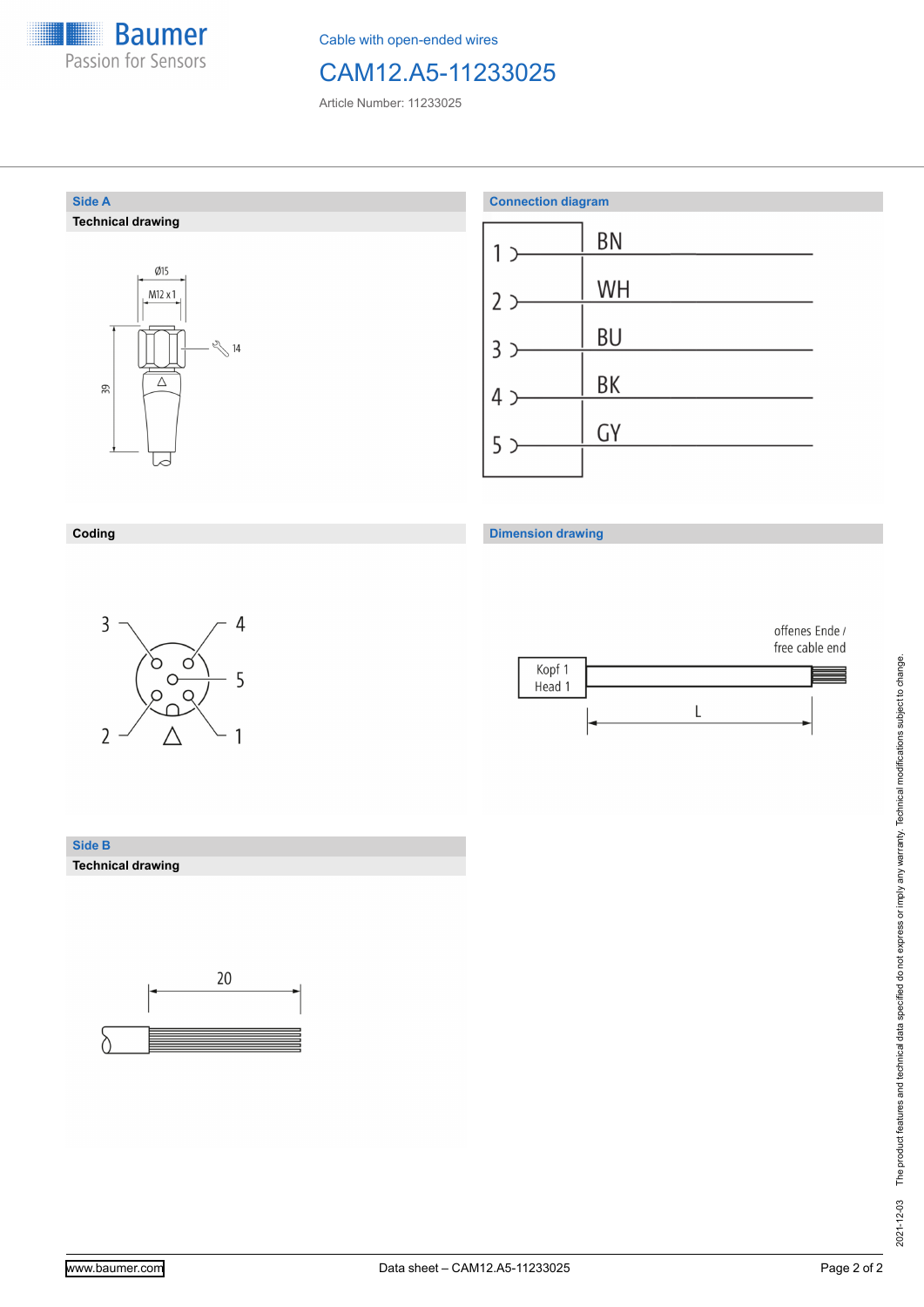Cable with open-ended wires

# CAM12.A5-11233025

Article Number: 11233025

## Side A

### Technical drawing

Ø15

M12 x 1

14

39

## Connection diagram

1 BN

2 WH

3 BU

4 BK

5 GY

### Coding

3 4

5

2 1

## Dimension drawing

offenes Ende / free cable end

Kopf 1 Head 1

L

## Side B

### Technical drawing

20

The product features and technical data specified do not express or imply any warranty. Technical modifications subject to change.

2021-12-03

www.baumer.com

Data sheet – CAM12.A5-11233025